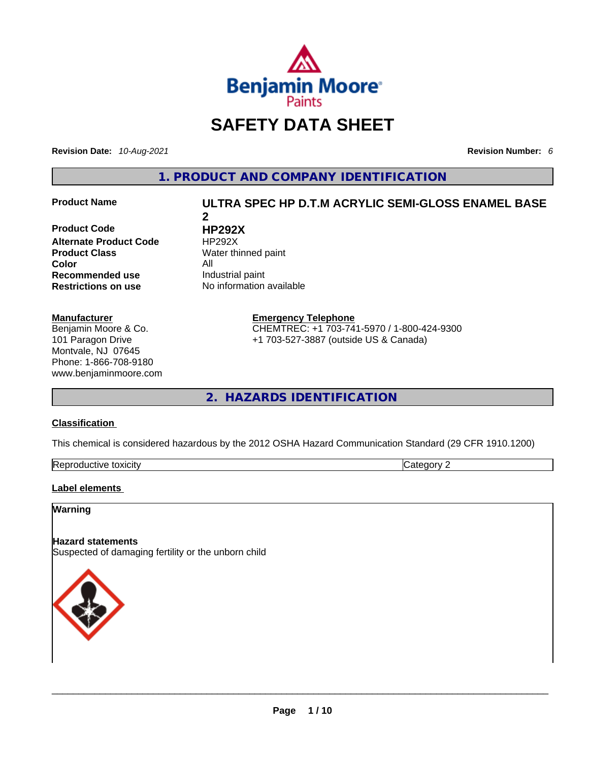# SAFETY DATA SHEET

**Revision Date:** *10-Aug-2021* **Revision Number:** *6*

## 1. PRODUCT AND COMPANY IDENTIFICATION

| | |
|---|---|
| **Product Name** | **ULTRA SPEC HP D.T.M ACRYLIC SEMI-GLOSS ENAMEL BASE 2** |
| **Product Code** | **HP292X** |
| **Alternate Product Code** | HP292X |
| **Product Class** | Water thinned paint |
| **Color** | All |
| **Recommended use** | Industrial paint |
| **Restrictions on use** | No information available |

**Manufacturer**
Benjamin Moore & Co.
101 Paragon Drive
Montvale, NJ 07645
Phone: 1-866-708-9180
www.benjaminmoore.com

**Emergency Telephone**
CHEMTREC: +1 703-741-5970 / 1-800-424-9300
+1 703-527-3887 (outside US & Canada)

## 2. HAZARDS IDENTIFICATION

**Classification**

This chemical is considered hazardous by the 2012 OSHA Hazard Communication Standard (29 CFR 1910.1200)

| | |
|---|---|
| Reproductive toxicity | Category 2 |

**Label elements**

**Warning**

**Hazard statements**
Suspected of damaging fertility or the unborn child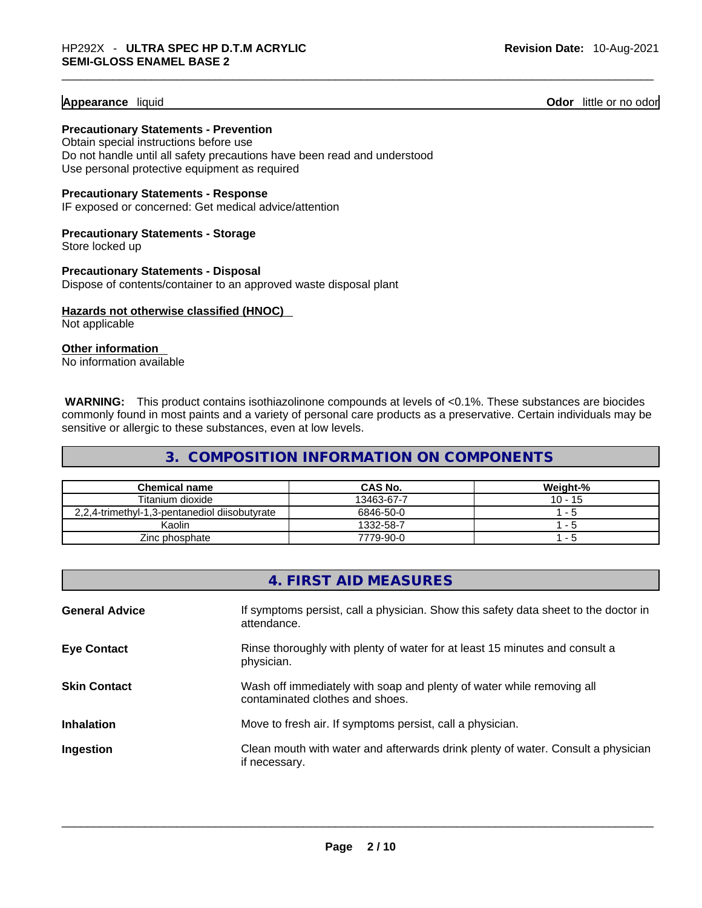**Appearance** liquid **Odor** little or no odor

**Precautionary Statements - Prevention**

Obtain special instructions before use
Do not handle until all safety precautions have been read and understood
Use personal protective equipment as required

**Precautionary Statements - Response**

IF exposed or concerned: Get medical advice/attention

**Precautionary Statements - Storage**

Store locked up

**Precautionary Statements - Disposal**

Dispose of contents/container to an approved waste disposal plant

**Hazards not otherwise classified (HNOC)**

Not applicable

**Other information**

No information available

**WARNING:** This product contains isothiazolinone compounds at levels of <0.1%. These substances are biocides commonly found in most paints and a variety of personal care products as a preservative. Certain individuals may be sensitive or allergic to these substances, even at low levels.

## 3. COMPOSITION INFORMATION ON COMPONENTS

| Chemical name | CAS No. | Weight-% |
|---|---|---|
| Titanium dioxide | 13463-67-7 | 10 - 15 |
| 2,2,4-trimethyl-1,3-pentanediol diisobutyrate | 6846-50-0 | 1 - 5 |
| Kaolin | 1332-58-7 | 1 - 5 |
| Zinc phosphate | 7779-90-0 | 1 - 5 |

## 4. FIRST AID MEASURES

**General Advice** If symptoms persist, call a physician. Show this safety data sheet to the doctor in attendance.

**Eye Contact** Rinse thoroughly with plenty of water for at least 15 minutes and consult a physician.

**Skin Contact** Wash off immediately with soap and plenty of water while removing all contaminated clothes and shoes.

**Inhalation** Move to fresh air. If symptoms persist, call a physician.

**Ingestion** Clean mouth with water and afterwards drink plenty of water. Consult a physician if necessary.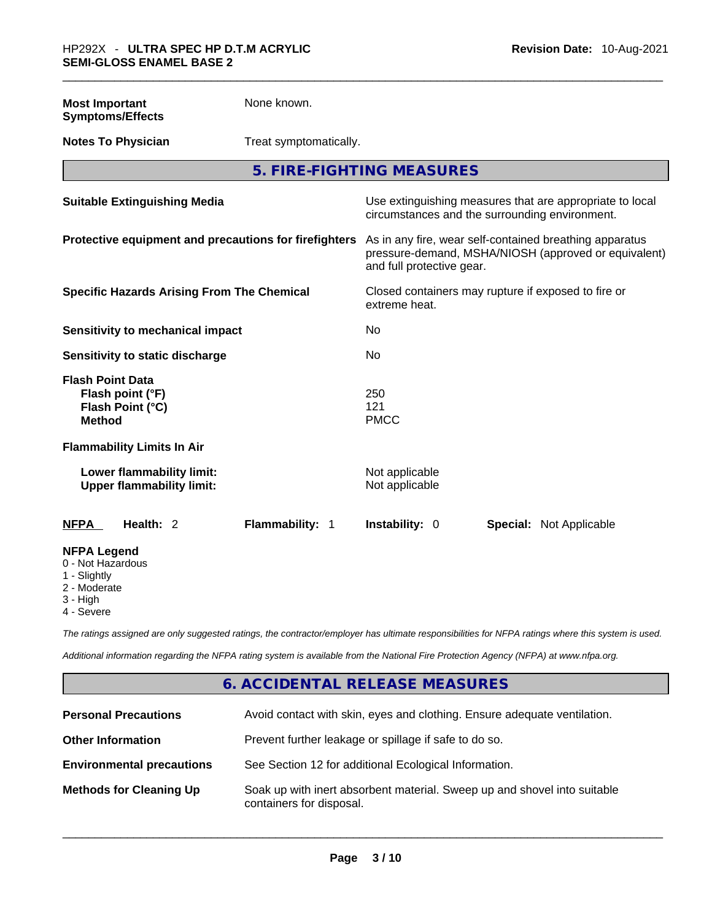**Most Important Symptoms/Effects** None known.

**Notes To Physician** Treat symptomatically.

## 5. FIRE-FIGHTING MEASURES

| | |
|---|---|
| **Suitable Extinguishing Media** | Use extinguishing measures that are appropriate to local circumstances and the surrounding environment. |
| **Protective equipment and precautions for firefighters** | As in any fire, wear self-contained breathing apparatus pressure-demand, MSHA/NIOSH (approved or equivalent) and full protective gear. |
| **Specific Hazards Arising From The Chemical** | Closed containers may rupture if exposed to fire or extreme heat. |
| **Sensitivity to mechanical impact** | No |
| **Sensitivity to static discharge** | No |

**Flash Point Data**

| | |
|---|---|
| **Flash point (°F)** | 250 |
| **Flash Point (°C)** | 121 |
| **Method** | PMCC |

**Flammability Limits In Air**

| | |
|---|---|
| **Lower flammability limit:** | Not applicable |
| **Upper flammability limit:** | Not applicable |

| **NFPA** | **Health:** 2 | **Flammability:** 1 | **Instability:** 0 | **Special:** Not Applicable |
|---|---|---|---|---|

**NFPA Legend**
- 0 - Not Hazardous
- 1 - Slightly
- 2 - Moderate
- 3 - High
- 4 - Severe

*The ratings assigned are only suggested ratings, the contractor/employer has ultimate responsibilities for NFPA ratings where this system is used.*

*Additional information regarding the NFPA rating system is available from the National Fire Protection Agency (NFPA) at www.nfpa.org.*

## 6. ACCIDENTAL RELEASE MEASURES

| | |
|---|---|
| **Personal Precautions** | Avoid contact with skin, eyes and clothing. Ensure adequate ventilation. |
| **Other Information** | Prevent further leakage or spillage if safe to do so. |
| **Environmental precautions** | See Section 12 for additional Ecological Information. |
| **Methods for Cleaning Up** | Soak up with inert absorbent material. Sweep up and shovel into suitable containers for disposal. |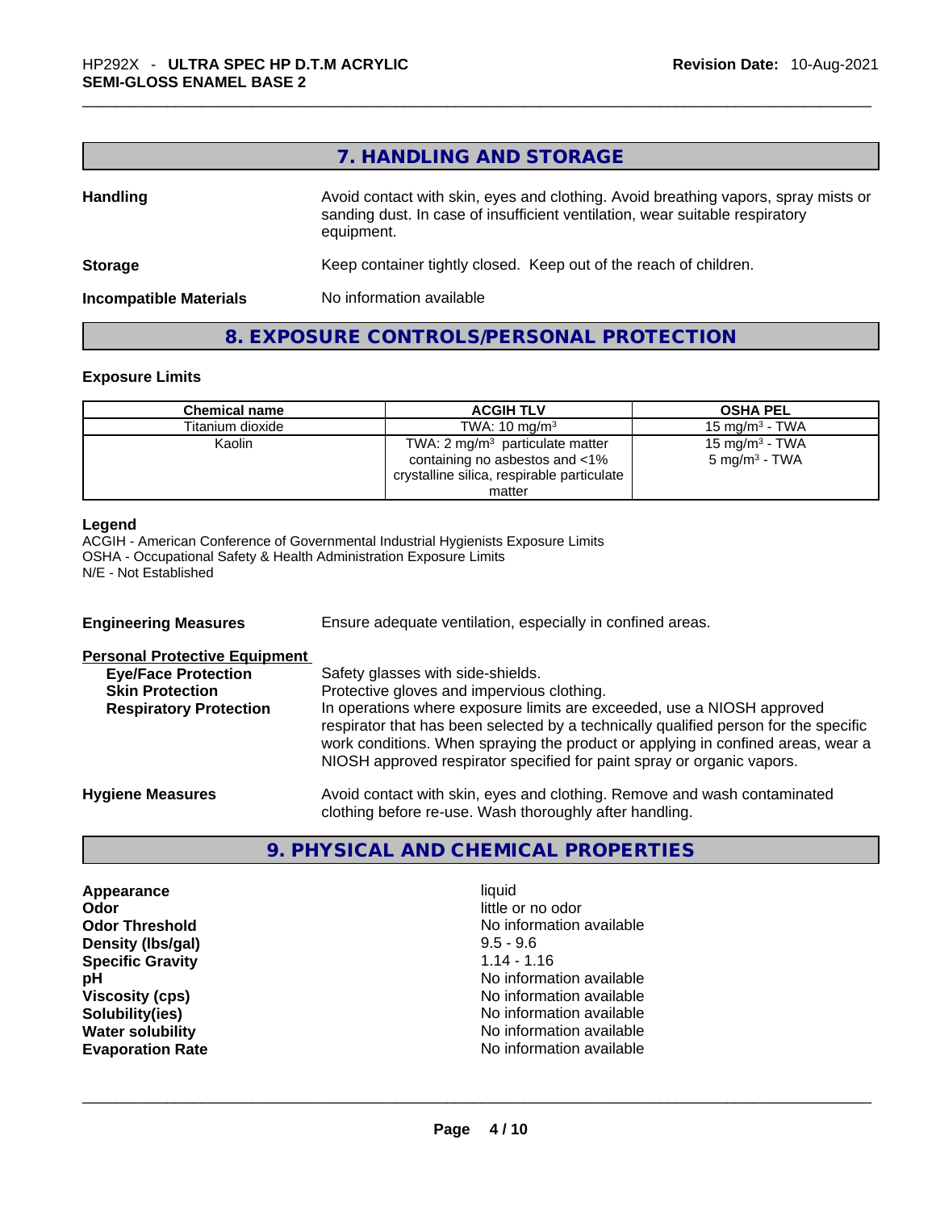## 7. HANDLING AND STORAGE

**Handling** Avoid contact with skin, eyes and clothing. Avoid breathing vapors, spray mists or sanding dust. In case of insufficient ventilation, wear suitable respiratory equipment.

**Storage** Keep container tightly closed. Keep out of the reach of children.

**Incompatible Materials** No information available

## 8. EXPOSURE CONTROLS/PERSONAL PROTECTION

### Exposure Limits

| Chemical name | ACGIH TLV | OSHA PEL |
|---|---|---|
| Titanium dioxide | TWA: 10 mg/m³ | 15 mg/m³ - TWA |
| Kaolin | TWA: 2 mg/m³ particulate matter containing no asbestos and <1% crystalline silica, respirable particulate matter | 15 mg/m³ - TWA<br>5 mg/m³ - TWA |

**Legend**
ACGIH - American Conference of Governmental Industrial Hygienists Exposure Limits
OSHA - Occupational Safety & Health Administration Exposure Limits
N/E - Not Established

**Engineering Measures** Ensure adequate ventilation, especially in confined areas.

**Personal Protective Equipment**

**Eye/Face Protection** Safety glasses with side-shields.

**Skin Protection** Protective gloves and impervious clothing.

**Respiratory Protection** In operations where exposure limits are exceeded, use a NIOSH approved respirator that has been selected by a technically qualified person for the specific work conditions. When spraying the product or applying in confined areas, wear a NIOSH approved respirator specified for paint spray or organic vapors.

**Hygiene Measures** Avoid contact with skin, eyes and clothing. Remove and wash contaminated clothing before re-use. Wash thoroughly after handling.

## 9. PHYSICAL AND CHEMICAL PROPERTIES

| | |
|---|---|
| **Appearance** | liquid |
| **Odor** | little or no odor |
| **Odor Threshold** | No information available |
| **Density (lbs/gal)** | 9.5 - 9.6 |
| **Specific Gravity** | 1.14 - 1.16 |
| **pH** | No information available |
| **Viscosity (cps)** | No information available |
| **Solubility(ies)** | No information available |
| **Water solubility** | No information available |
| **Evaporation Rate** | No information available |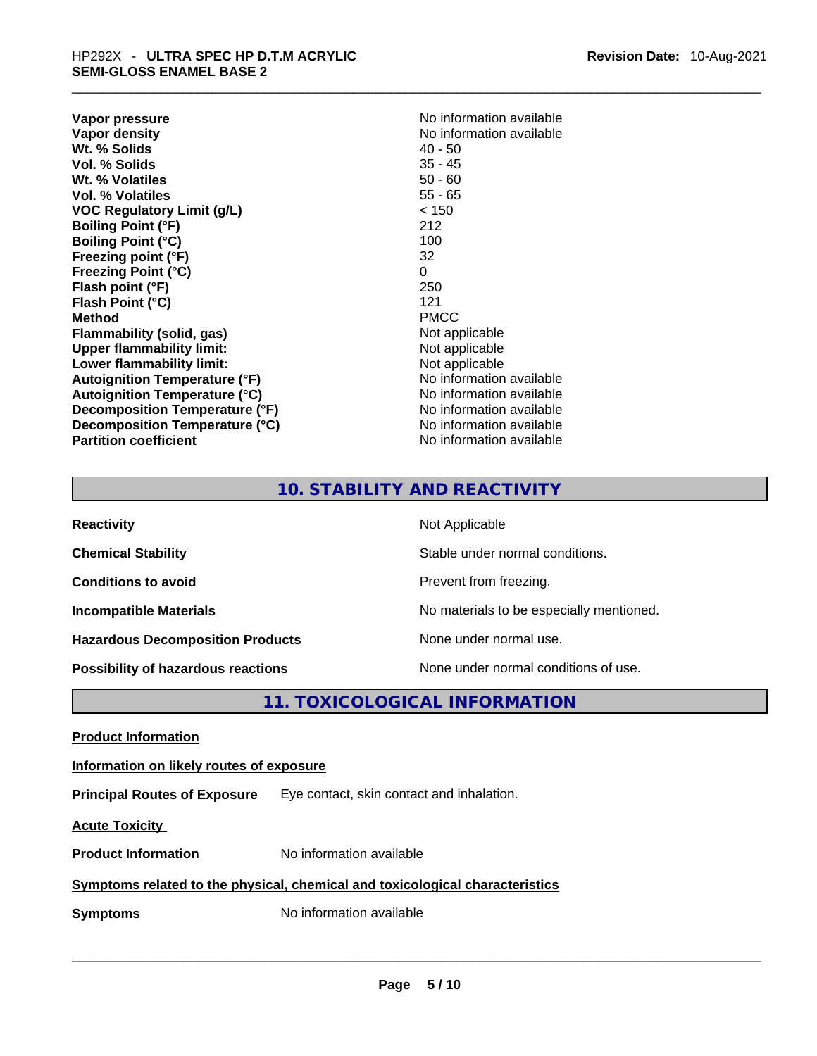| | |
|---|---|
| **Vapor pressure** | No information available |
| **Vapor density** | No information available |
| **Wt. % Solids** | 40 - 50 |
| **Vol. % Solids** | 35 - 45 |
| **Wt. % Volatiles** | 50 - 60 |
| **Vol. % Volatiles** | 55 - 65 |
| **VOC Regulatory Limit (g/L)** | < 150 |
| **Boiling Point (°F)** | 212 |
| **Boiling Point (°C)** | 100 |
| **Freezing point (°F)** | 32 |
| **Freezing Point (°C)** | 0 |
| **Flash point (°F)** | 250 |
| **Flash Point (°C)** | 121 |
| **Method** | PMCC |
| **Flammability (solid, gas)** | Not applicable |
| **Upper flammability limit:** | Not applicable |
| **Lower flammability limit:** | Not applicable |
| **Autoignition Temperature (°F)** | No information available |
| **Autoignition Temperature (°C)** | No information available |
| **Decomposition Temperature (°F)** | No information available |
| **Decomposition Temperature (°C)** | No information available |
| **Partition coefficient** | No information available |

## 10. STABILITY AND REACTIVITY

| | |
|---|---|
| **Reactivity** | Not Applicable |
| **Chemical Stability** | Stable under normal conditions. |
| **Conditions to avoid** | Prevent from freezing. |
| **Incompatible Materials** | No materials to be especially mentioned. |
| **Hazardous Decomposition Products** | None under normal use. |
| **Possibility of hazardous reactions** | None under normal conditions of use. |

## 11. TOXICOLOGICAL INFORMATION

**Product Information**

**Information on likely routes of exposure**

**Principal Routes of Exposure** Eye contact, skin contact and inhalation.

**Acute Toxicity**

**Product Information** No information available

**Symptoms related to the physical, chemical and toxicological characteristics**

**Symptoms** No information available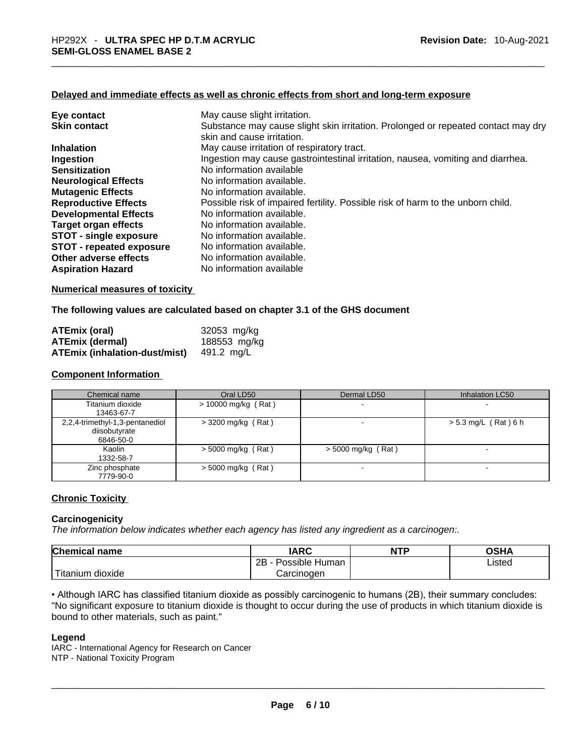#### Delayed and immediate effects as well as chronic effects from short and long-term exposure

| | |
|---|---|
| **Eye contact** | May cause slight irritation. |
| **Skin contact** | Substance may cause slight skin irritation. Prolonged or repeated contact may dry skin and cause irritation. |
| **Inhalation** | May cause irritation of respiratory tract. |
| **Ingestion** | Ingestion may cause gastrointestinal irritation, nausea, vomiting and diarrhea. |
| **Sensitization** | No information available |
| **Neurological Effects** | No information available. |
| **Mutagenic Effects** | No information available. |
| **Reproductive Effects** | Possible risk of impaired fertility. Possible risk of harm to the unborn child. |
| **Developmental Effects** | No information available. |
| **Target organ effects** | No information available. |
| **STOT - single exposure** | No information available. |
| **STOT - repeated exposure** | No information available. |
| **Other adverse effects** | No information available. |
| **Aspiration Hazard** | No information available |

#### Numerical measures of toxicity

**The following values are calculated based on chapter 3.1 of the GHS document**

| | |
|---|---|
| **ATEmix (oral)** | 32053 mg/kg |
| **ATEmix (dermal)** | 188553 mg/kg |
| **ATEmix (inhalation-dust/mist)** | 491.2 mg/L |

#### Component Information

| Chemical name | Oral LD50 | Dermal LD50 | Inhalation LC50 |
|---|---|---|---|
| Titanium dioxide<br>13463-67-7 | > 10000 mg/kg ( Rat ) | - | - |
| 2,2,4-trimethyl-1,3-pentanediol diisobutyrate<br>6846-50-0 | > 3200 mg/kg ( Rat ) | - | > 5.3 mg/L ( Rat ) 6 h |
| Kaolin<br>1332-58-7 | > 5000 mg/kg ( Rat ) | > 5000 mg/kg ( Rat ) | - |
| Zinc phosphate<br>7779-90-0 | > 5000 mg/kg ( Rat ) | - | - |

#### Chronic Toxicity

**Carcinogenicity**

*The information below indicates whether each agency has listed any ingredient as a carcinogen:.*

| Chemical name | IARC | NTP | OSHA |
|---|---|---|---|
| Titanium dioxide | 2B - Possible Human Carcinogen | | Listed |

• Although IARC has classified titanium dioxide as possibly carcinogenic to humans (2B), their summary concludes: "No significant exposure to titanium dioxide is thought to occur during the use of products in which titanium dioxide is bound to other materials, such as paint."

**Legend**

IARC - International Agency for Research on Cancer
NTP - National Toxicity Program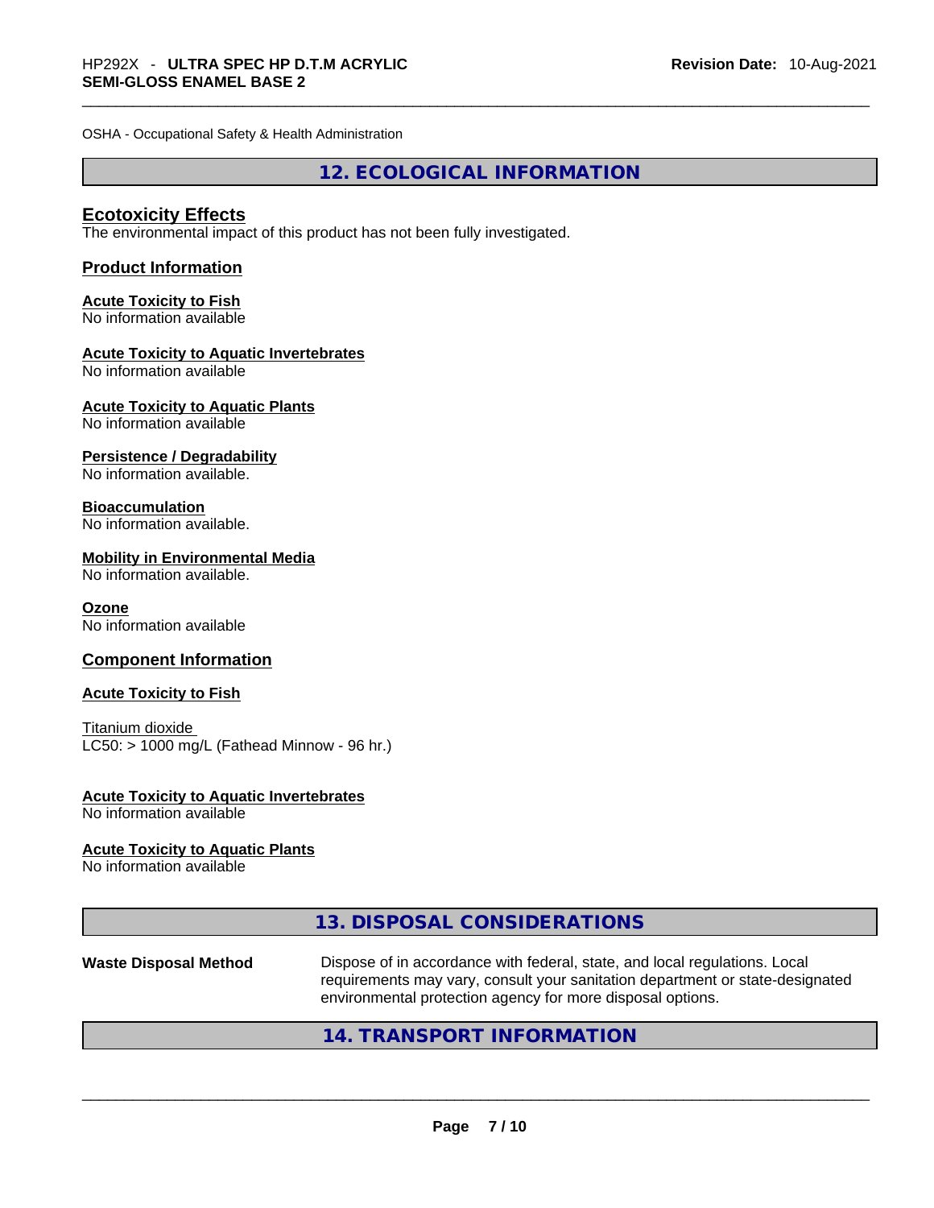OSHA - Occupational Safety & Health Administration

## 12. ECOLOGICAL INFORMATION

### Ecotoxicity Effects

The environmental impact of this product has not been fully investigated.

### Product Information

**Acute Toxicity to Fish**
No information available

**Acute Toxicity to Aquatic Invertebrates**
No information available

**Acute Toxicity to Aquatic Plants**
No information available

**Persistence / Degradability**
No information available.

**Bioaccumulation**
No information available.

**Mobility in Environmental Media**
No information available.

**Ozone**
No information available

### Component Information

**Acute Toxicity to Fish**

Titanium dioxide
LC50: > 1000 mg/L (Fathead Minnow - 96 hr.)

**Acute Toxicity to Aquatic Invertebrates**
No information available

**Acute Toxicity to Aquatic Plants**
No information available

## 13. DISPOSAL CONSIDERATIONS

| | |
|---|---|
| **Waste Disposal Method** | Dispose of in accordance with federal, state, and local regulations. Local requirements may vary, consult your sanitation department or state-designated environmental protection agency for more disposal options. |

## 14. TRANSPORT INFORMATION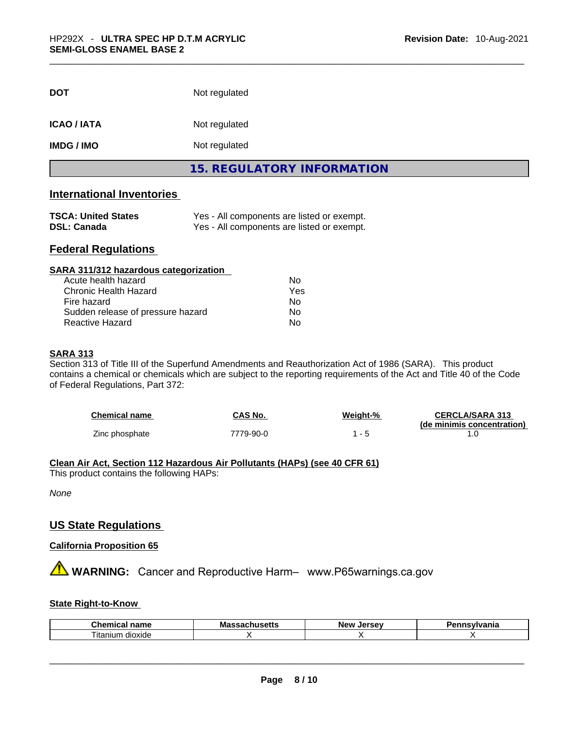| | |
|---|---|
| **DOT** | Not regulated |
| **ICAO / IATA** | Not regulated |
| **IMDG / IMO** | Not regulated |

## 15. REGULATORY INFORMATION

### International Inventories

| | |
|---|---|
| **TSCA: United States** | Yes - All components are listed or exempt. |
| **DSL: Canada** | Yes - All components are listed or exempt. |

### Federal Regulations

**SARA 311/312 hazardous categorization**

| | |
|---|---|
| Acute health hazard | No |
| Chronic Health Hazard | Yes |
| Fire hazard | No |
| Sudden release of pressure hazard | No |
| Reactive Hazard | No |

**SARA 313**

Section 313 of Title III of the Superfund Amendments and Reauthorization Act of 1986 (SARA). This product contains a chemical or chemicals which are subject to the reporting requirements of the Act and Title 40 of the Code of Federal Regulations, Part 372:

| Chemical name | CAS No. | Weight-% | CERCLA/SARA 313 (de minimis concentration) |
|---|---|---|---|
| Zinc phosphate | 7779-90-0 | 1 - 5 | 1.0 |

**Clean Air Act, Section 112 Hazardous Air Pollutants (HAPs) (see 40 CFR 61)**

This product contains the following HAPs:

*None*

### US State Regulations

**California Proposition 65**

⚠ **WARNING:** Cancer and Reproductive Harm– www.P65warnings.ca.gov

**State Right-to-Know**

| Chemical name | Massachusetts | New Jersey | Pennsylvania |
|---|---|---|---|
| Titanium dioxide | X | X | X |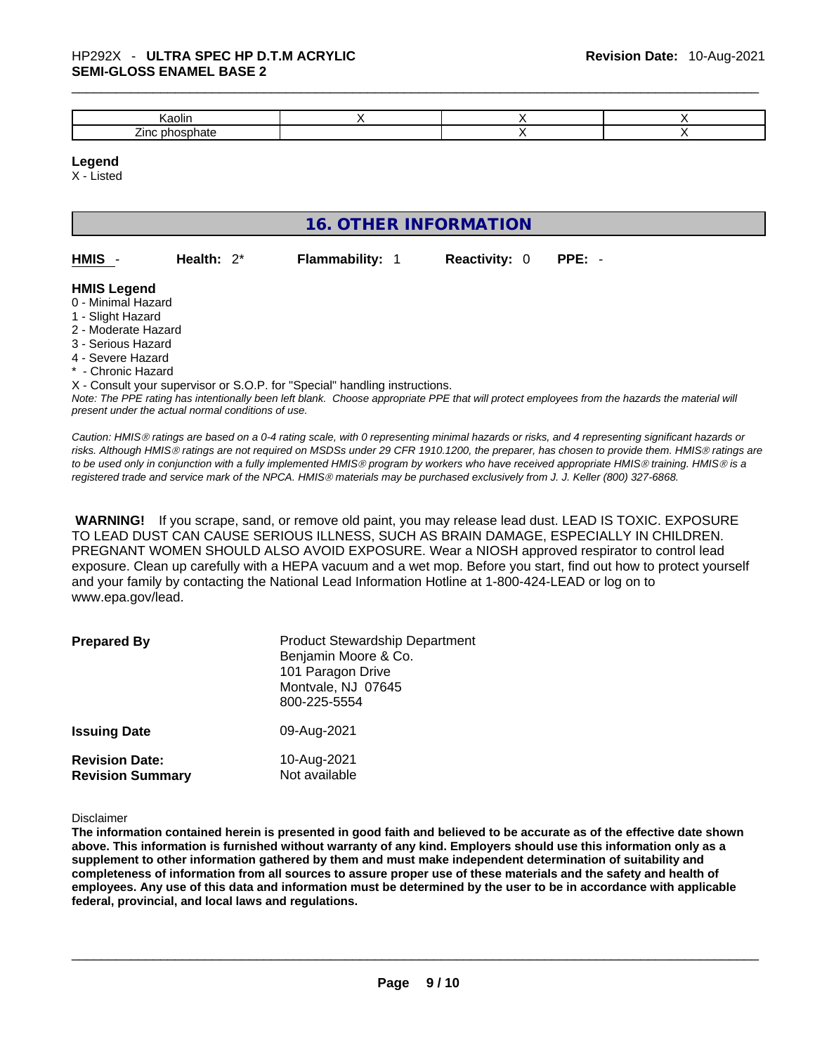| Kaolin | X | X | X |
|---|---|---|---|
| Zinc phosphate | | X | X |

**Legend**
X - Listed

## 16. OTHER INFORMATION

**HMIS** - **Health:** 2* **Flammability:** 1 **Reactivity:** 0 **PPE:** -

**HMIS Legend**
0 - Minimal Hazard
1 - Slight Hazard
2 - Moderate Hazard
3 - Serious Hazard
4 - Severe Hazard
* - Chronic Hazard
X - Consult your supervisor or S.O.P. for "Special" handling instructions.

*Note: The PPE rating has intentionally been left blank. Choose appropriate PPE that will protect employees from the hazards the material will present under the actual normal conditions of use.*

*Caution: HMIS® ratings are based on a 0-4 rating scale, with 0 representing minimal hazards or risks, and 4 representing significant hazards or risks. Although HMIS® ratings are not required on MSDSs under 29 CFR 1910.1200, the preparer, has chosen to provide them. HMIS® ratings are to be used only in conjunction with a fully implemented HMIS® program by workers who have received appropriate HMIS® training. HMIS® is a registered trade and service mark of the NPCA. HMIS® materials may be purchased exclusively from J. J. Keller (800) 327-6868.*

**WARNING!** If you scrape, sand, or remove old paint, you may release lead dust. LEAD IS TOXIC. EXPOSURE TO LEAD DUST CAN CAUSE SERIOUS ILLNESS, SUCH AS BRAIN DAMAGE, ESPECIALLY IN CHILDREN. PREGNANT WOMEN SHOULD ALSO AVOID EXPOSURE. Wear a NIOSH approved respirator to control lead exposure. Clean up carefully with a HEPA vacuum and a wet mop. Before you start, find out how to protect yourself and your family by contacting the National Lead Information Hotline at 1-800-424-LEAD or log on to www.epa.gov/lead.

**Prepared By**
Product Stewardship Department
Benjamin Moore & Co.
101 Paragon Drive
Montvale, NJ 07645
800-225-5554

**Issuing Date** 09-Aug-2021

**Revision Date:** 10-Aug-2021
**Revision Summary** Not available

Disclaimer

**The information contained herein is presented in good faith and believed to be accurate as of the effective date shown above. This information is furnished without warranty of any kind. Employers should use this information only as a supplement to other information gathered by them and must make independent determination of suitability and completeness of information from all sources to assure proper use of these materials and the safety and health of employees. Any use of this data and information must be determined by the user to be in accordance with applicable federal, provincial, and local laws and regulations.**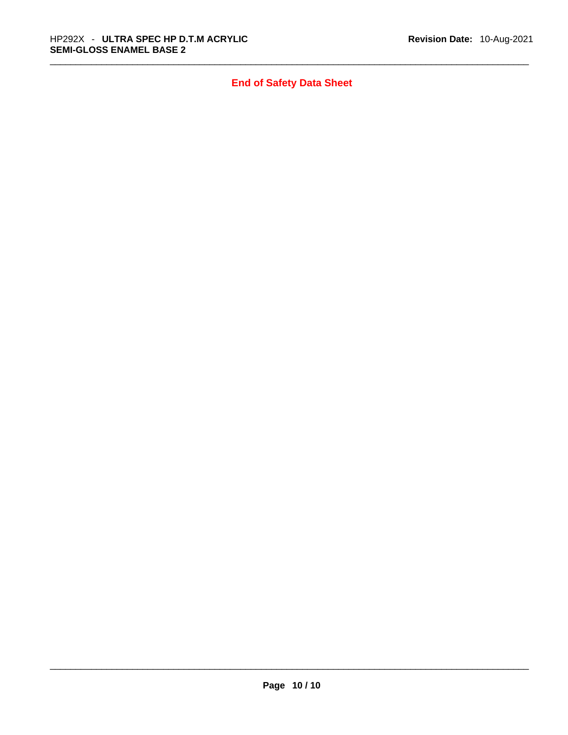**End of Safety Data Sheet**